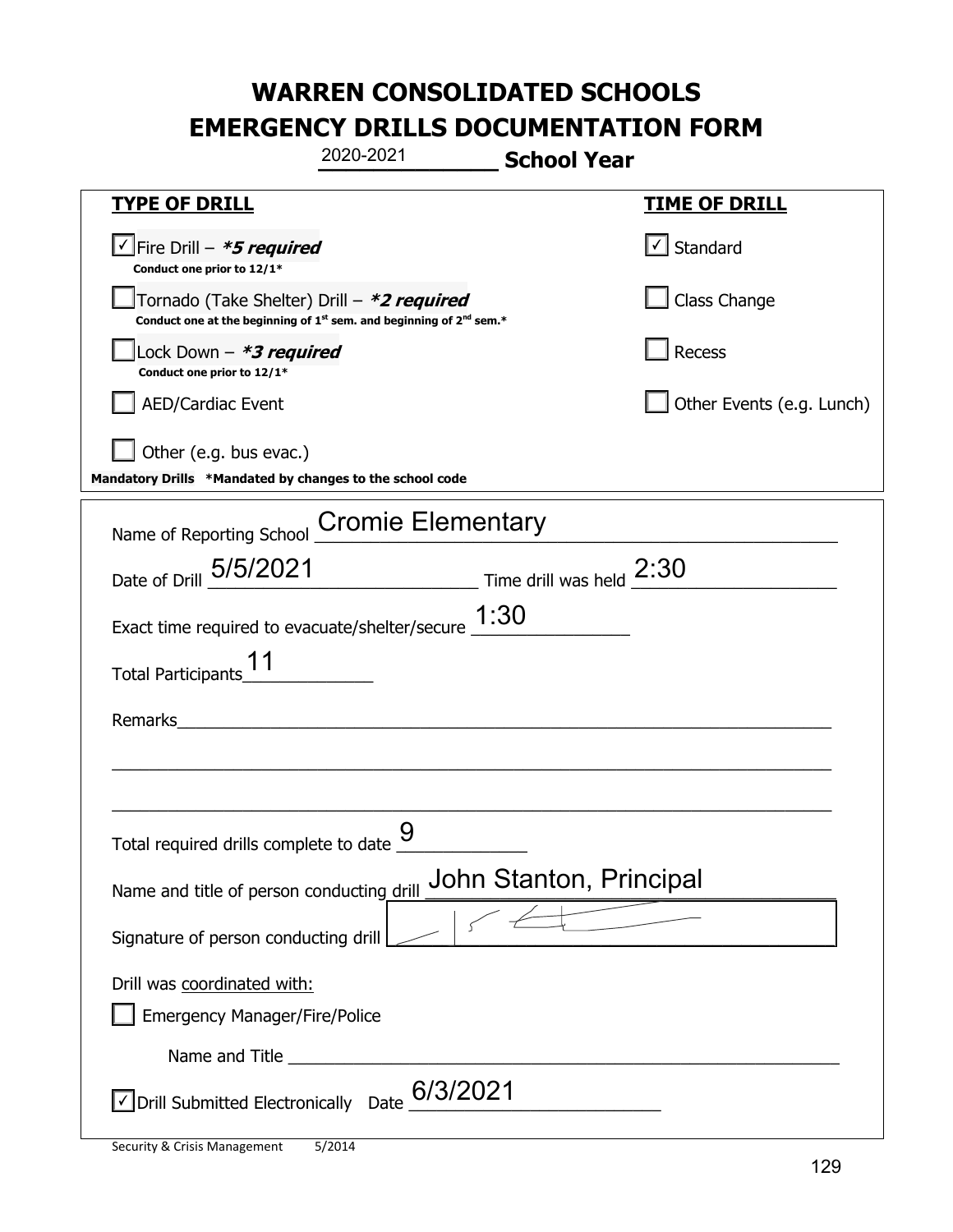# WARREN CONSOLIDATED SCHOOLS
# EMERGENCY DRILLS DOCUMENTATION FORM

2020-2021 **School Year**

| **TYPE OF DRILL** | **TIME OF DRILL** |
|---|---|
| ☑ Fire Drill – ***5 required*** <br> **Conduct one prior to 12/1*** | ☑ Standard |
| ☐ Tornado (Take Shelter) Drill – ***2 required*** <br> **Conduct one at the beginning of 1st sem. and beginning of 2nd sem.*** | ☐ Class Change |
| ☐ Lock Down – ***3 required*** <br> **Conduct one prior to 12/1*** | ☐ Recess |
| ☐ AED/Cardiac Event | ☐ Other Events (e.g. Lunch) |
| ☐ Other (e.g. bus evac.) | |

**Mandatory Drills \*Mandated by changes to the school code**

Name of Reporting School: Cromie Elementary

Date of Drill: 5/5/2021 Time drill was held: 2:30

Exact time required to evacuate/shelter/secure: 1:30

Total Participants: 11

Remarks: ______________________________

Total required drills complete to date: 9

Name and title of person conducting drill: John Stanton, Principal

Signature of person conducting drill: [signature]

Drill was coordinated with:

☐ Emergency Manager/Fire/Police

Name and Title ______________________________

☑ Drill Submitted Electronically Date: 6/3/2021

Security & Crisis Management 5/2014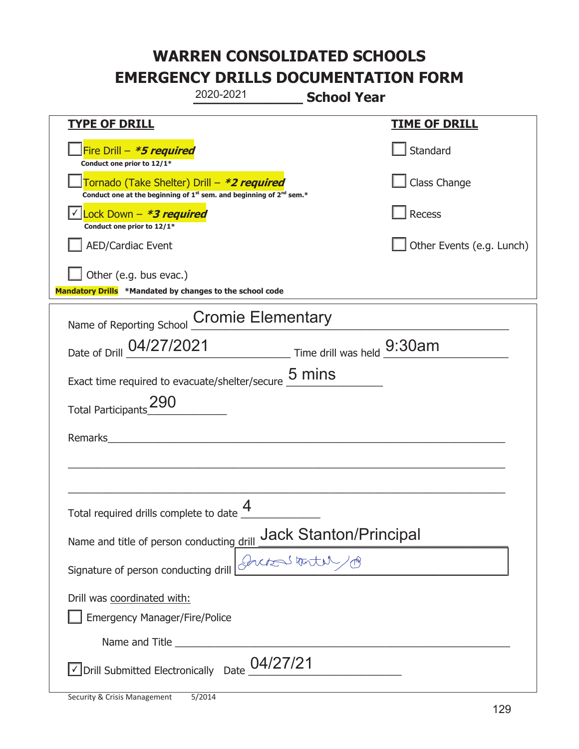# WARREN CONSOLIDATED SCHOOLS
# EMERGENCY DRILLS DOCUMENTATION FORM

2020-2021 **School Year**

| **TYPE OF DRILL** | **TIME OF DRILL** |
|---|---|
| ☐ Fire Drill – ***5 required*** Conduct one prior to 12/1* | ☐ Standard |
| ☐ Tornado (Take Shelter) Drill – ***2 required*** Conduct one at the beginning of 1st sem. and beginning of 2nd sem.* | ☐ Class Change |
| ☑ Lock Down – ***3 required*** Conduct one prior to 12/1* | ☐ Recess |
| ☐ AED/Cardiac Event | ☐ Other Events (e.g. Lunch) |
| ☐ Other (e.g. bus evac.) | |

**Mandatory Drills** *Mandated by changes to the school code

Name of Reporting School: Cromie Elementary

Date of Drill: 04/27/2021 Time drill was held: 9:30am

Exact time required to evacuate/shelter/secure: 5 mins

Total Participants: 290

Remarks: ____________________

Total required drills complete to date: 4

Name and title of person conducting drill: Jack Stanton/Principal

Signature of person conducting drill: [signature]

Drill was coordinated with:

☐ Emergency Manager/Fire/Police

Name and Title ____________________

☑ Drill Submitted Electronically Date: 04/27/21

Security & Crisis Management 5/2014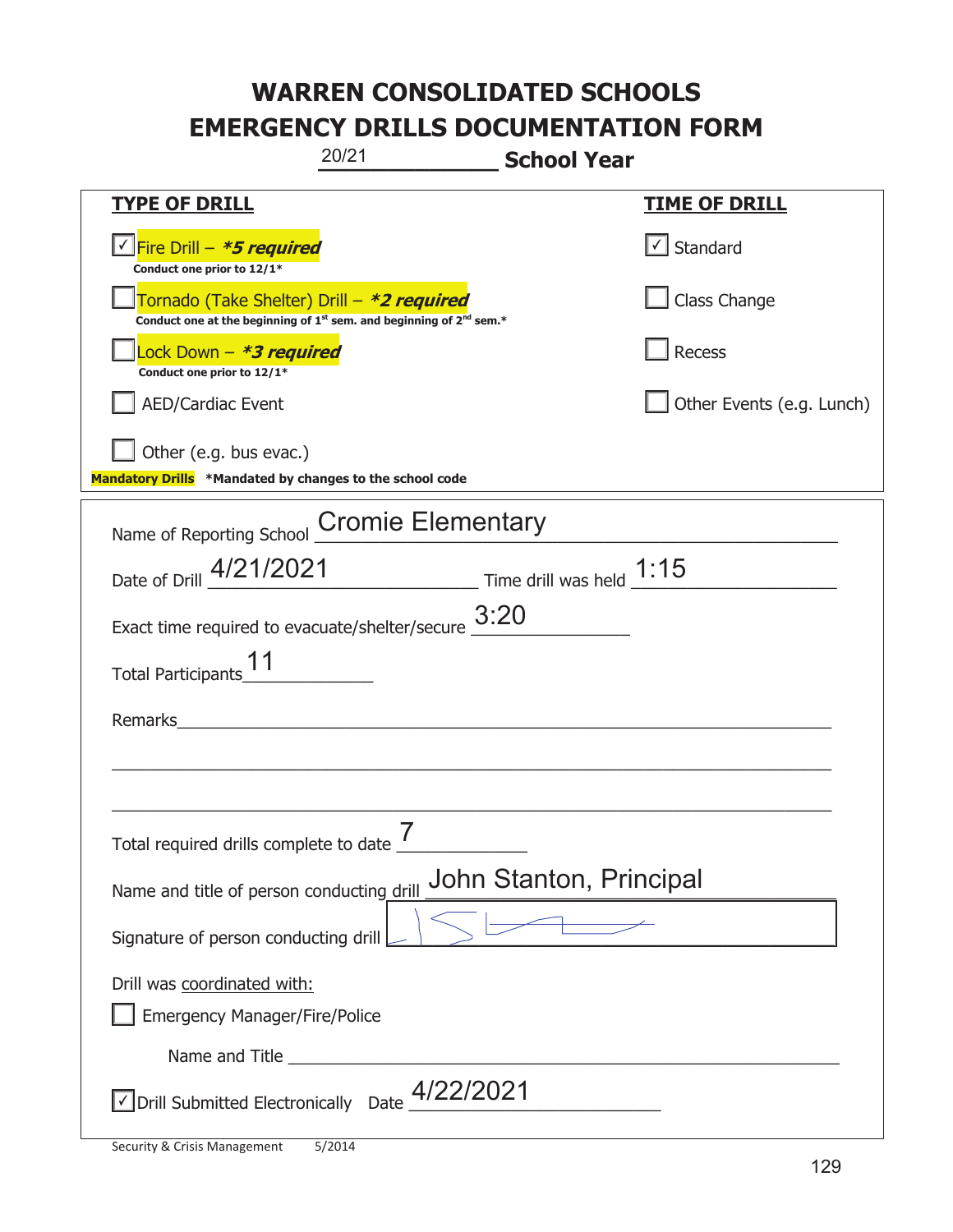# WARREN CONSOLIDATED SCHOOLS
# EMERGENCY DRILLS DOCUMENTATION FORM

20/21 **School Year**

| **TYPE OF DRILL** | **TIME OF DRILL** |
|---|---|
| ☑ Fire Drill – ***5 required**<br>**Conduct one prior to 12/1*** | ☑ Standard |
| ☐ Tornado (Take Shelter) Drill – ***2 required**<br>**Conduct one at the beginning of 1st sem. and beginning of 2nd sem.*** | ☐ Class Change |
| ☐ Lock Down – ***3 required**<br>**Conduct one prior to 12/1*** | ☐ Recess |
| ☐ AED/Cardiac Event | ☐ Other Events (e.g. Lunch) |
| ☐ Other (e.g. bus evac.) | |

**Mandatory Drills** ***Mandated by changes to the school code**

Name of Reporting School: Cromie Elementary

Date of Drill: 4/21/2021 Time drill was held: 1:15

Exact time required to evacuate/shelter/secure: 3:20

Total Participants: 11

Remarks: ______________________________

Total required drills complete to date: 7

Name and title of person conducting drill: John Stanton, Principal

Signature of person conducting drill: [signature]

Drill was coordinated with:

☐ Emergency Manager/Fire/Police

Name and Title ______________________________

☑ Drill Submitted Electronically Date: 4/22/2021

Security & Crisis Management 5/2014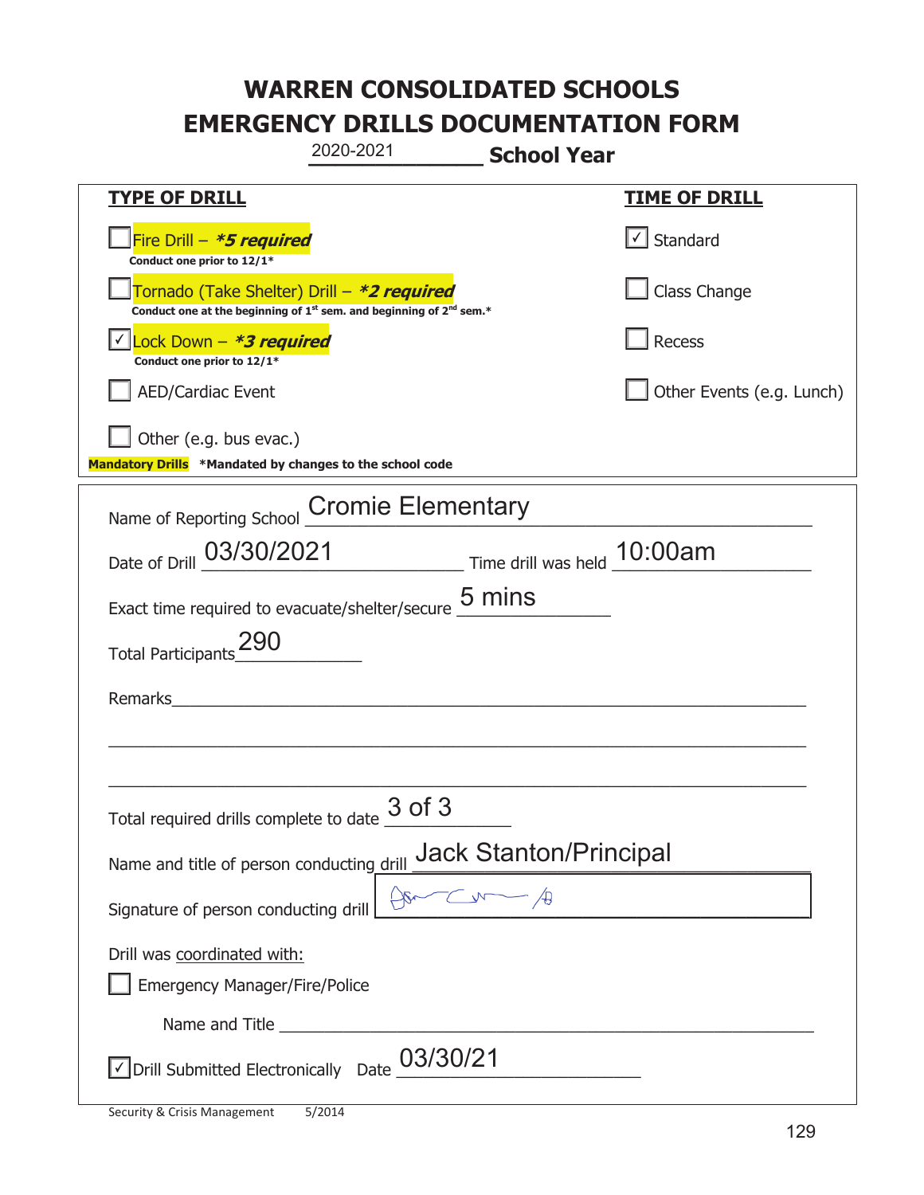# WARREN CONSOLIDATED SCHOOLS
# EMERGENCY DRILLS DOCUMENTATION FORM

2020-2021 **School Year**

| **TYPE OF DRILL** | **TIME OF DRILL** |
|---|---|
| ☐ Fire Drill – ***5 required*** <br> **Conduct one prior to 12/1*** | ☑ Standard |
| ☐ Tornado (Take Shelter) Drill – ***2 required*** <br> **Conduct one at the beginning of 1st sem. and beginning of 2nd sem.*** | ☐ Class Change |
| ☑ Lock Down – ***3 required*** <br> **Conduct one prior to 12/1*** | ☐ Recess |
| ☐ AED/Cardiac Event | ☐ Other Events (e.g. Lunch) |
| ☐ Other (e.g. bus evac.) | |

**Mandatory Drills** ***Mandated by changes to the school code**

Name of Reporting School: Cromie Elementary

Date of Drill: 03/30/2021 Time drill was held: 10:00am

Exact time required to evacuate/shelter/secure: 5 mins

Total Participants: 290

Remarks:

Total required drills complete to date: 3 of 3

Name and title of person conducting drill: Jack Stanton/Principal

Signature of person conducting drill: [signature]

Drill was coordinated with:

☐ Emergency Manager/Fire/Police

Name and Title:

☑ Drill Submitted Electronically Date: 03/30/21

Security & Crisis Management 5/2014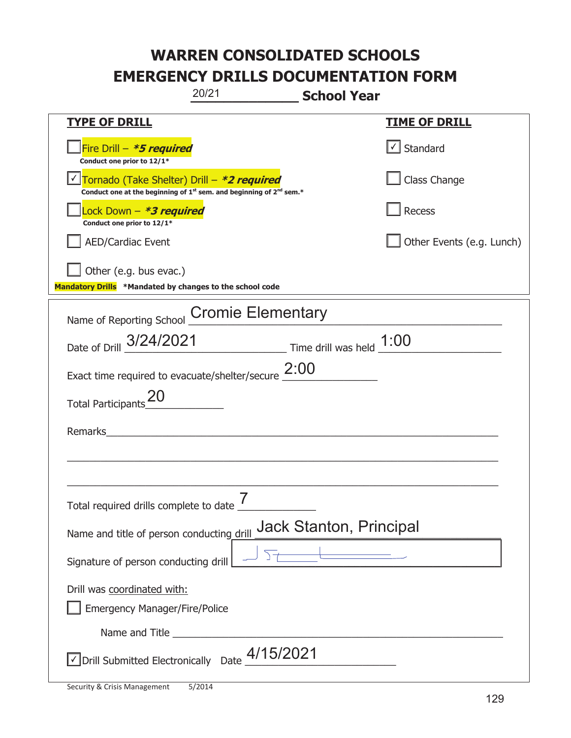# WARREN CONSOLIDATED SCHOOLS
# EMERGENCY DRILLS DOCUMENTATION FORM

20/21 **School Year**

| **TYPE OF DRILL** | **TIME OF DRILL** |
|---|---|
| ☐ Fire Drill – ***5 required*** <br> **Conduct one prior to 12/1*** | ☑ Standard |
| ☑ Tornado (Take Shelter) Drill – ***2 required*** <br> **Conduct one at the beginning of 1st sem. and beginning of 2nd sem.*** | ☐ Class Change |
| ☐ Lock Down – ***3 required*** <br> **Conduct one prior to 12/1*** | ☐ Recess |
| ☐ AED/Cardiac Event | ☐ Other Events (e.g. Lunch) |
| ☐ Other (e.g. bus evac.) | |

**Mandatory Drills** **\*Mandated by changes to the school code**

Name of Reporting School: Cromie Elementary

Date of Drill: 3/24/2021 Time drill was held: 1:00

Exact time required to evacuate/shelter/secure: 2:00

Total Participants: 20

Remarks: ______________________________

Total required drills complete to date: 7

Name and title of person conducting drill: Jack Stanton, Principal

Signature of person conducting drill: [signature]

Drill was coordinated with:

☐ Emergency Manager/Fire/Police

Name and Title ______________________________

☑ Drill Submitted Electronically Date: 4/15/2021

Security & Crisis Management 5/2014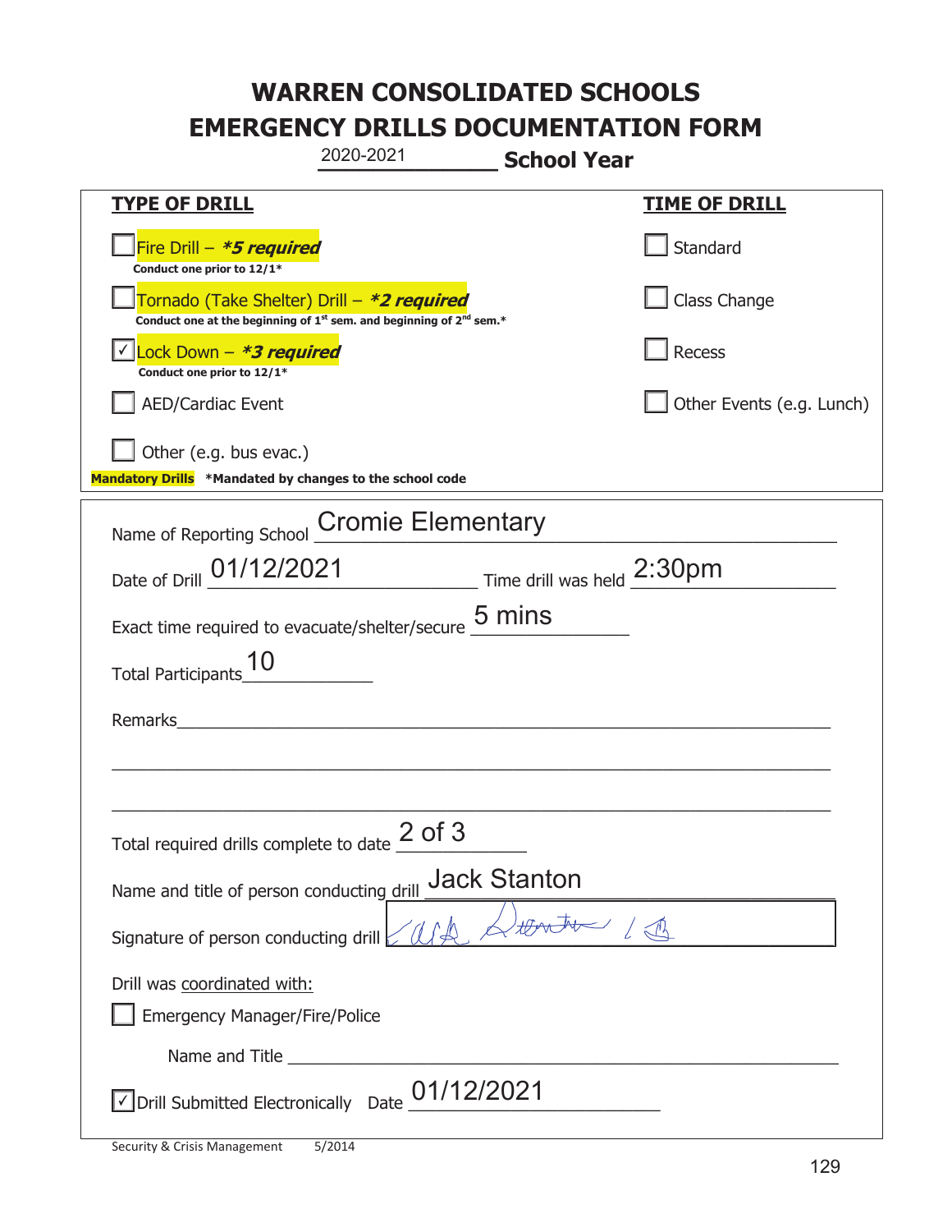# WARREN CONSOLIDATED SCHOOLS
# EMERGENCY DRILLS DOCUMENTATION FORM

2020-2021 **School Year**

| **TYPE OF DRILL** | **TIME OF DRILL** |
| --- | --- |
| ☐ Fire Drill – ***5 required*** <br> **Conduct one prior to 12/1*** | ☐ Standard |
| ☐ Tornado (Take Shelter) Drill – ***2 required*** <br> **Conduct one at the beginning of 1st sem. and beginning of 2nd sem.*** | ☐ Class Change |
| ☑ Lock Down – ***3 required*** <br> **Conduct one prior to 12/1*** | ☐ Recess |
| ☐ AED/Cardiac Event | ☐ Other Events (e.g. Lunch) |
| ☐ Other (e.g. bus evac.) | |

**Mandatory Drills** **\*Mandated by changes to the school code**

Name of Reporting School: Cromie Elementary

Date of Drill: 01/12/2021 Time drill was held: 2:30pm

Exact time required to evacuate/shelter/secure: 5 mins

Total Participants: 10

Remarks: ___

Total required drills complete to date: 2 of 3

Name and title of person conducting drill: Jack Stanton

Signature of person conducting drill: [signature]

Drill was coordinated with:

☐ Emergency Manager/Fire/Police

Name and Title ___

☑ Drill Submitted Electronically Date: 01/12/2021

Security & Crisis Management 5/2014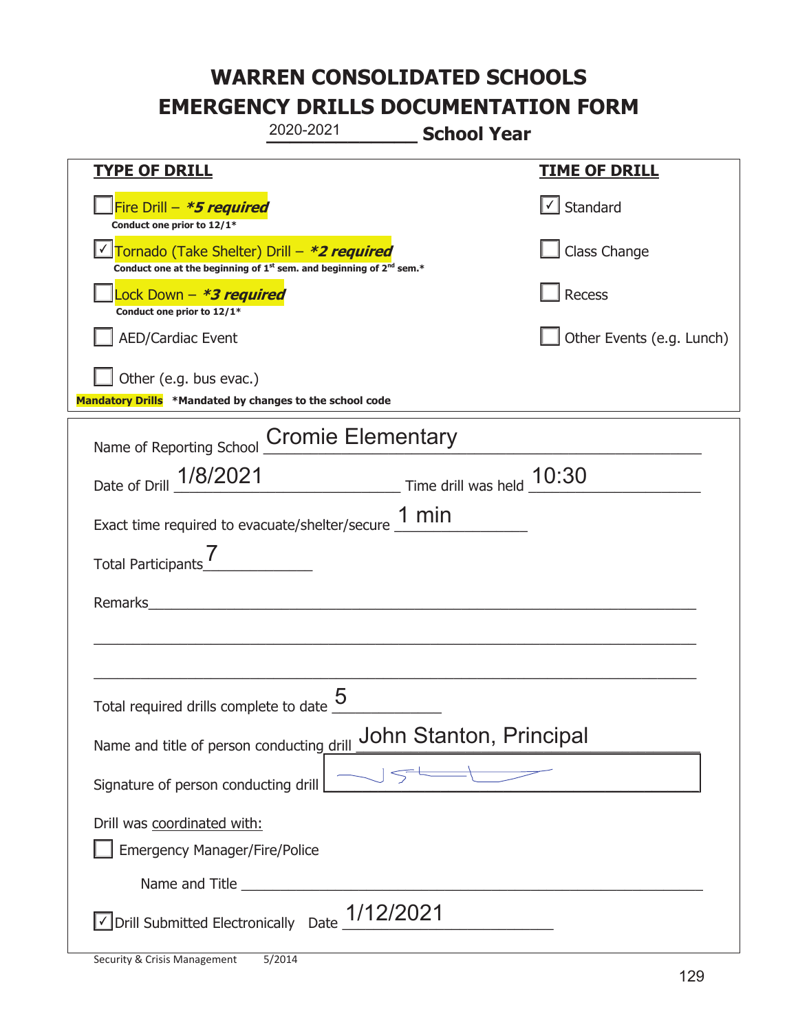# WARREN CONSOLIDATED SCHOOLS
# EMERGENCY DRILLS DOCUMENTATION FORM

2020-2021 **School Year**

| **TYPE OF DRILL** | **TIME OF DRILL** |
|---|---|
| ☐ Fire Drill – ***5 required*** Conduct one prior to 12/1* | ☑ Standard |
| ☑ Tornado (Take Shelter) Drill – ***2 required*** Conduct one at the beginning of 1st sem. and beginning of 2nd sem.* | ☐ Class Change |
| ☐ Lock Down – ***3 required*** Conduct one prior to 12/1* | ☐ Recess |
| ☐ AED/Cardiac Event | ☐ Other Events (e.g. Lunch) |
| ☐ Other (e.g. bus evac.) | |

**Mandatory Drills** ***Mandated by changes to the school code**

Name of Reporting School: Cromie Elementary

Date of Drill: 1/8/2021 Time drill was held: 10:30

Exact time required to evacuate/shelter/secure: 1 min

Total Participants: 7

Remarks: ______________________________

Total required drills complete to date: 5

Name and title of person conducting drill: John Stanton, Principal

Signature of person conducting drill: [signature]

Drill was coordinated with:

☐ Emergency Manager/Fire/Police

Name and Title ______________________________

☑ Drill Submitted Electronically Date: 1/12/2021

Security & Crisis Management 5/2014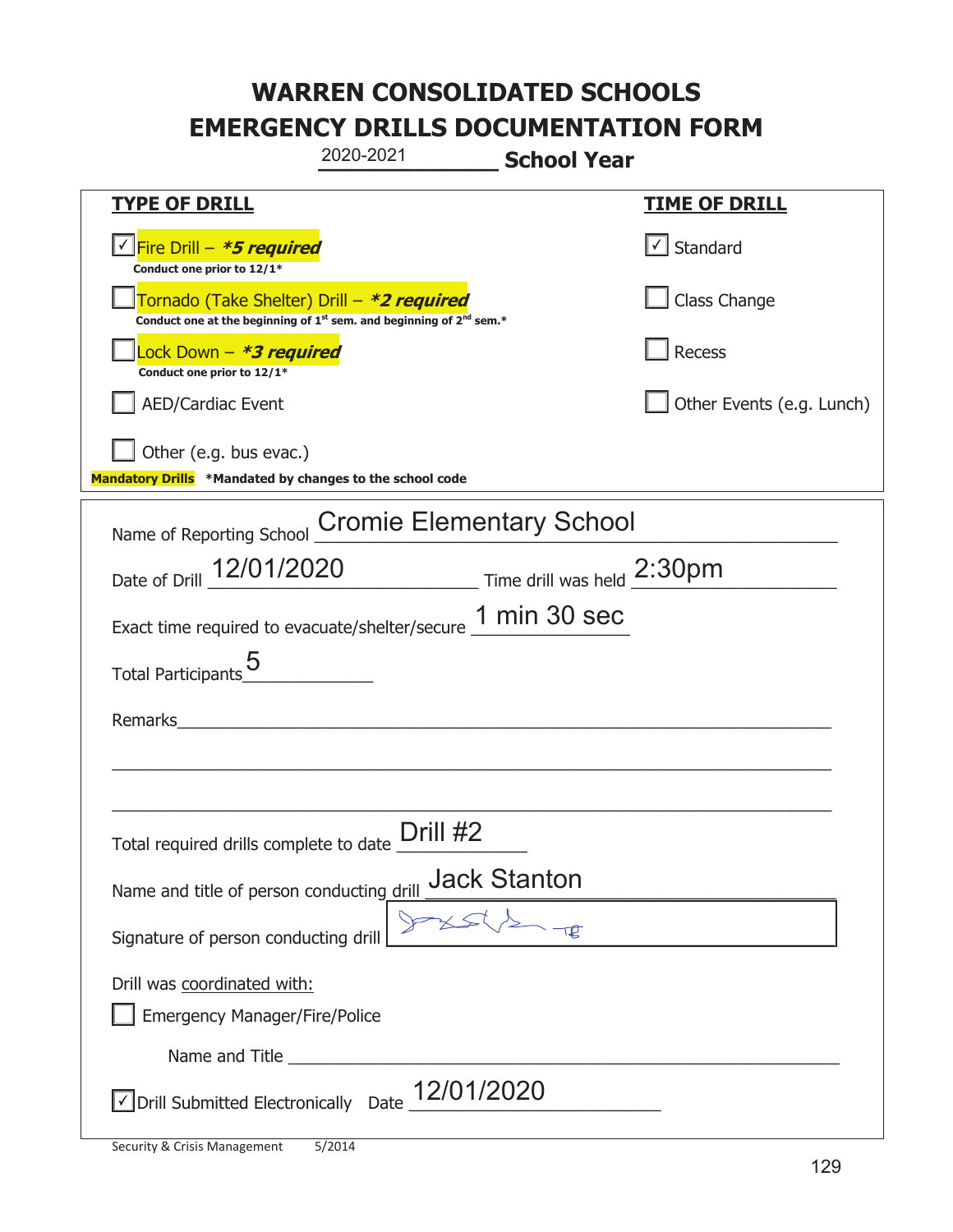# WARREN CONSOLIDATED SCHOOLS
# EMERGENCY DRILLS DOCUMENTATION FORM

2020-2021 **School Year**

| **TYPE OF DRILL** | **TIME OF DRILL** |
|---|---|
| ☑ Fire Drill – ***5 required*** <br> **Conduct one prior to 12/1*** | ☑ Standard |
| ☐ Tornado (Take Shelter) Drill – ***2 required*** <br> **Conduct one at the beginning of 1st sem. and beginning of 2nd sem.*** | ☐ Class Change |
| ☐ Lock Down – ***3 required*** <br> **Conduct one prior to 12/1*** | ☐ Recess |
| ☐ AED/Cardiac Event | ☐ Other Events (e.g. Lunch) |
| ☐ Other (e.g. bus evac.) | |

**Mandatory Drills** ***Mandated by changes to the school code**

Name of Reporting School: Cromie Elementary School

Date of Drill: 12/01/2020 Time drill was held: 2:30pm

Exact time required to evacuate/shelter/secure: 1 min 30 sec

Total Participants: 5

Remarks: ______________________________

Total required drills complete to date: Drill #2

Name and title of person conducting drill: Jack Stanton

Signature of person conducting drill: [signature]

Drill was coordinated with:

☐ Emergency Manager/Fire/Police

Name and Title ______________________________

☑ Drill Submitted Electronically Date: 12/01/2020

Security & Crisis Management 5/2014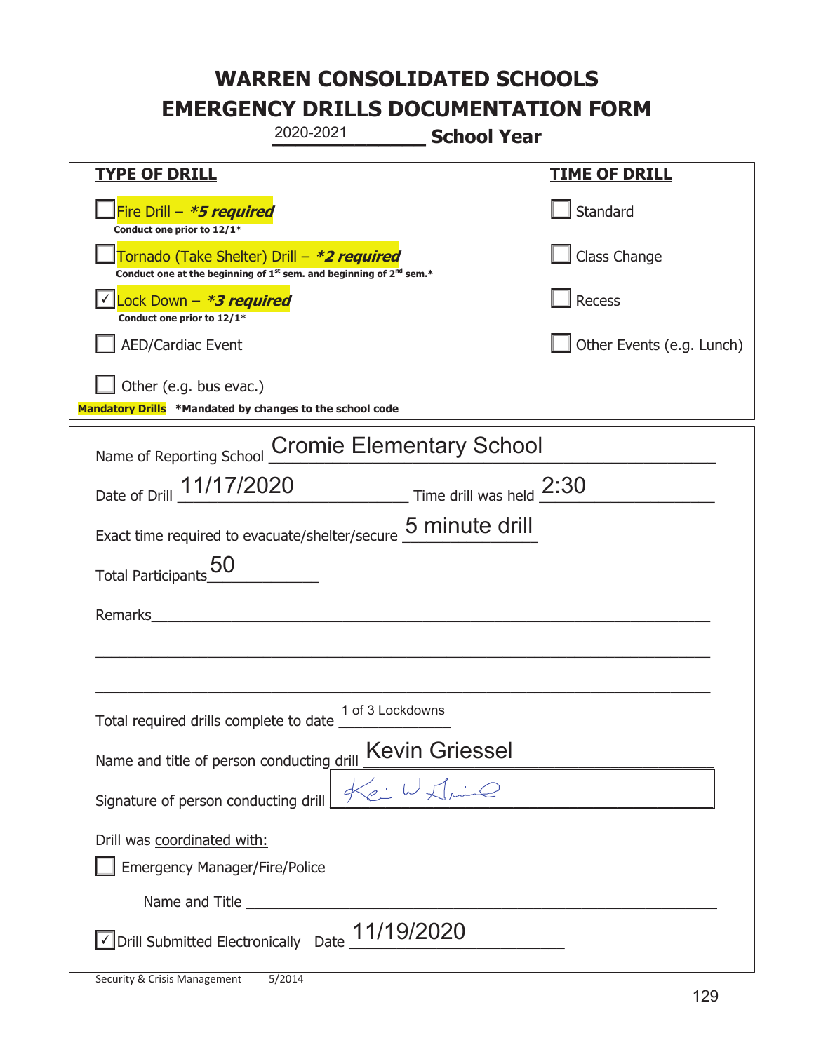# WARREN CONSOLIDATED SCHOOLS
# EMERGENCY DRILLS DOCUMENTATION FORM

2020-2021 **School Year**

| **TYPE OF DRILL** | **TIME OF DRILL** |
|---|---|
| ☐ Fire Drill – ***5 required*** <br> **Conduct one prior to 12/1*** | ☐ Standard |
| ☐ Tornado (Take Shelter) Drill – ***2 required*** <br> **Conduct one at the beginning of 1st sem. and beginning of 2nd sem.*** | ☐ Class Change |
| ☑ Lock Down – ***3 required*** <br> **Conduct one prior to 12/1*** | ☐ Recess |
| ☐ AED/Cardiac Event | ☐ Other Events (e.g. Lunch) |
| ☐ Other (e.g. bus evac.) | |

**Mandatory Drills** **\*Mandated by changes to the school code**

Name of Reporting School: Cromie Elementary School

Date of Drill: 11/17/2020 Time drill was held: 2:30

Exact time required to evacuate/shelter/secure: 5 minute drill

Total Participants: 50

Remarks: ______________________________

Total required drills complete to date: 1 of 3 Lockdowns

Name and title of person conducting drill: Kevin Griessel

Signature of person conducting drill: [signature]

Drill was coordinated with:

☐ Emergency Manager/Fire/Police

Name and Title ______________________________

☑ Drill Submitted Electronically Date: 11/19/2020

Security & Crisis Management 5/2014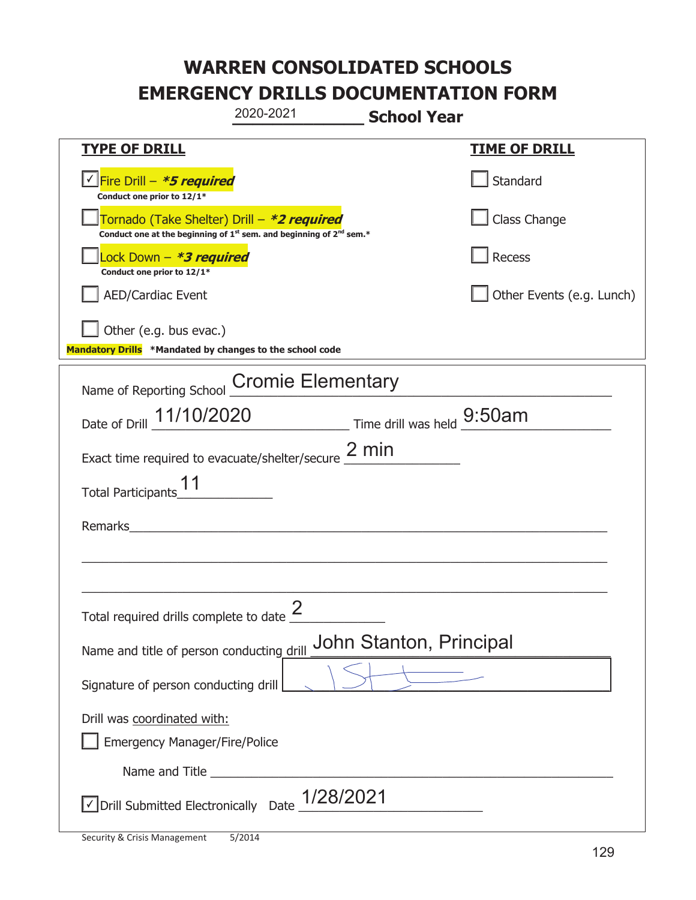# WARREN CONSOLIDATED SCHOOLS
# EMERGENCY DRILLS DOCUMENTATION FORM

2020-2021 **School Year**

| **TYPE OF DRILL** | **TIME OF DRILL** |
|---|---|
| ☑ Fire Drill – ***5 required*** <br> **Conduct one prior to 12/1*** | ☐ Standard |
| ☐ Tornado (Take Shelter) Drill – ***2 required*** <br> **Conduct one at the beginning of 1st sem. and beginning of 2nd sem.*** | ☐ Class Change |
| ☐ Lock Down – ***3 required*** <br> **Conduct one prior to 12/1*** | ☐ Recess |
| ☐ AED/Cardiac Event | ☐ Other Events (e.g. Lunch) |
| ☐ Other (e.g. bus evac.) | |

**Mandatory Drills** ***Mandated by changes to the school code**

Name of Reporting School: Cromie Elementary

Date of Drill: 11/10/2020 Time drill was held: 9:50am

Exact time required to evacuate/shelter/secure: 2 min

Total Participants: 11

Remarks: ______________________________

Total required drills complete to date: 2

Name and title of person conducting drill: John Stanton, Principal

Signature of person conducting drill: [signature]

Drill was coordinated with:

☐ Emergency Manager/Fire/Police

Name and Title ______________________________

☑ Drill Submitted Electronically Date: 1/28/2021

Security & Crisis Management 5/2014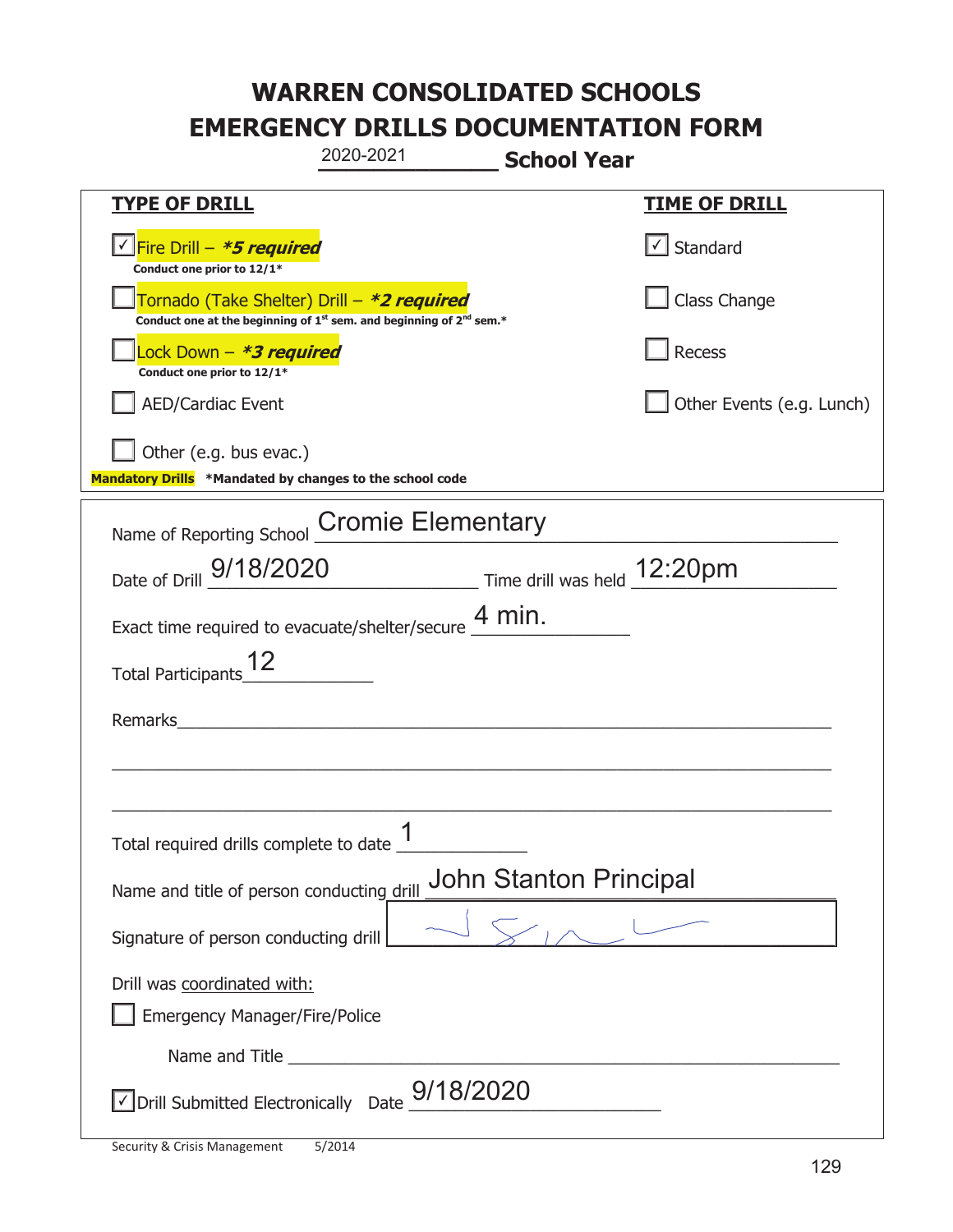# WARREN CONSOLIDATED SCHOOLS
# EMERGENCY DRILLS DOCUMENTATION FORM

2020-2021 **School Year**

| **TYPE OF DRILL** | **TIME OF DRILL** |
|---|---|
| ☑ Fire Drill – ***5 required*** <br> **Conduct one prior to 12/1*** | ☑ Standard |
| ☐ Tornado (Take Shelter) Drill – ***2 required*** <br> **Conduct one at the beginning of 1st sem. and beginning of 2nd sem.*** | ☐ Class Change |
| ☐ Lock Down – ***3 required*** <br> **Conduct one prior to 12/1*** | ☐ Recess |
| ☐ AED/Cardiac Event | ☐ Other Events (e.g. Lunch) |
| ☐ Other (e.g. bus evac.) | |

**Mandatory Drills** ***Mandated by changes to the school code**

Name of Reporting School: Cromie Elementary

Date of Drill: 9/18/2020 Time drill was held: 12:20pm

Exact time required to evacuate/shelter/secure: 4 min.

Total Participants: 12

Remarks: ______________________________

Total required drills complete to date: 1

Name and title of person conducting drill: John Stanton Principal

Signature of person conducting drill: [signature]

Drill was coordinated with:

☐ Emergency Manager/Fire/Police

Name and Title ______________________________

☑ Drill Submitted Electronically Date: 9/18/2020

Security & Crisis Management 5/2014